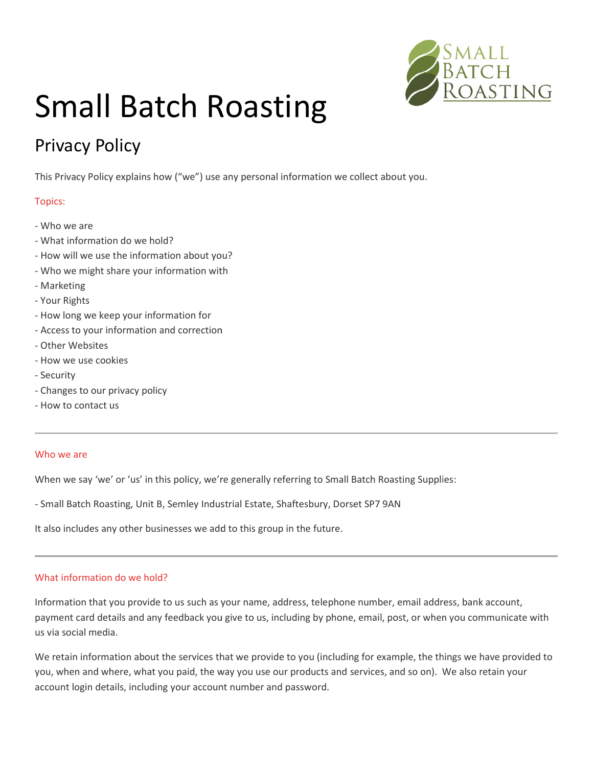# Small Batch Roasting

## Privacy Policy

This Privacy Policy explains how ("we") use any personal information we collect about you.

### Topics:

- Who we are
- What information do we hold?
- How will we use the information about you?
- Who we might share your information with
- Marketing
- Your Rights
- How long we keep your information for
- Access to your information and correction
- Other Websites
- How we use cookies
- Security
- Changes to our privacy policy
- How to contact us

---

### Who we are

When we say 'we' or 'us' in this policy, we're generally referring to Small Batch Roasting Supplies:

- Small Batch Roasting, Unit B, Semley Industrial Estate, Shaftesbury, Dorset SP7 9AN

It also includes any other businesses we add to this group in the future.

---

### What information do we hold?

Information that you provide to us such as your name, address, telephone number, email address, bank account, payment card details and any feedback you give to us, including by phone, email, post, or when you communicate with us via social media.

We retain information about the services that we provide to you (including for example, the things we have provided to you, when and where, what you paid, the way you use our products and services, and so on). We also retain your account login details, including your account number and password.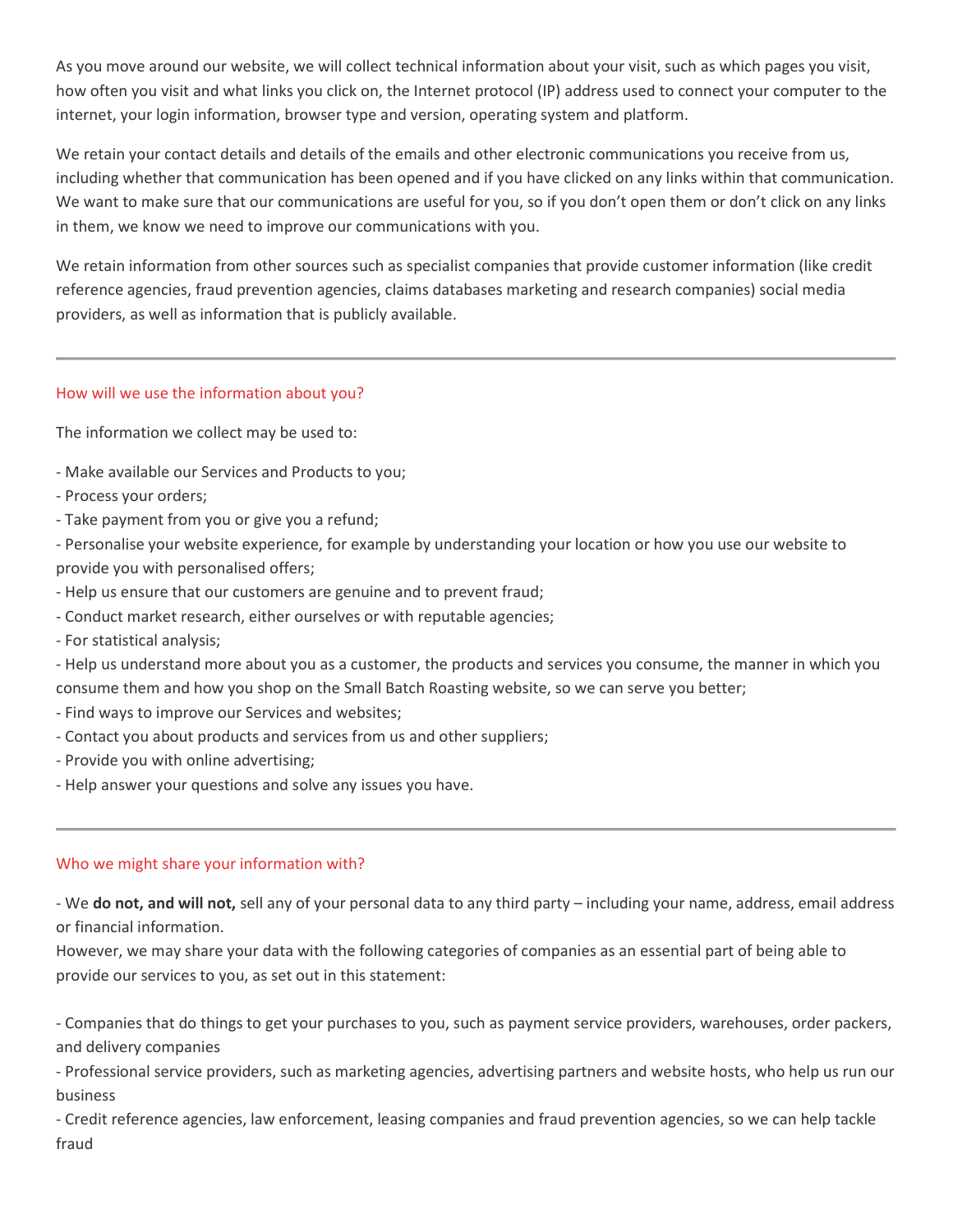As you move around our website, we will collect technical information about your visit, such as which pages you visit, how often you visit and what links you click on, the Internet protocol (IP) address used to connect your computer to the internet, your login information, browser type and version, operating system and platform.

We retain your contact details and details of the emails and other electronic communications you receive from us, including whether that communication has been opened and if you have clicked on any links within that communication. We want to make sure that our communications are useful for you, so if you don't open them or don't click on any links in them, we know we need to improve our communications with you.

We retain information from other sources such as specialist companies that provide customer information (like credit reference agencies, fraud prevention agencies, claims databases marketing and research companies) social media providers, as well as information that is publicly available.

---

## How will we use the information about you?

The information we collect may be used to:

- Make available our Services and Products to you;
- Process your orders;
- Take payment from you or give you a refund;
- Personalise your website experience, for example by understanding your location or how you use our website to provide you with personalised offers;
- Help us ensure that our customers are genuine and to prevent fraud;
- Conduct market research, either ourselves or with reputable agencies;
- For statistical analysis;
- Help us understand more about you as a customer, the products and services you consume, the manner in which you consume them and how you shop on the Small Batch Roasting website, so we can serve you better;
- Find ways to improve our Services and websites;
- Contact you about products and services from us and other suppliers;
- Provide you with online advertising;
- Help answer your questions and solve any issues you have.

---

## Who we might share your information with?

- We **do not, and will not,** sell any of your personal data to any third party – including your name, address, email address or financial information.

However, we may share your data with the following categories of companies as an essential part of being able to provide our services to you, as set out in this statement:

- Companies that do things to get your purchases to you, such as payment service providers, warehouses, order packers, and delivery companies
- Professional service providers, such as marketing agencies, advertising partners and website hosts, who help us run our business
- Credit reference agencies, law enforcement, leasing companies and fraud prevention agencies, so we can help tackle fraud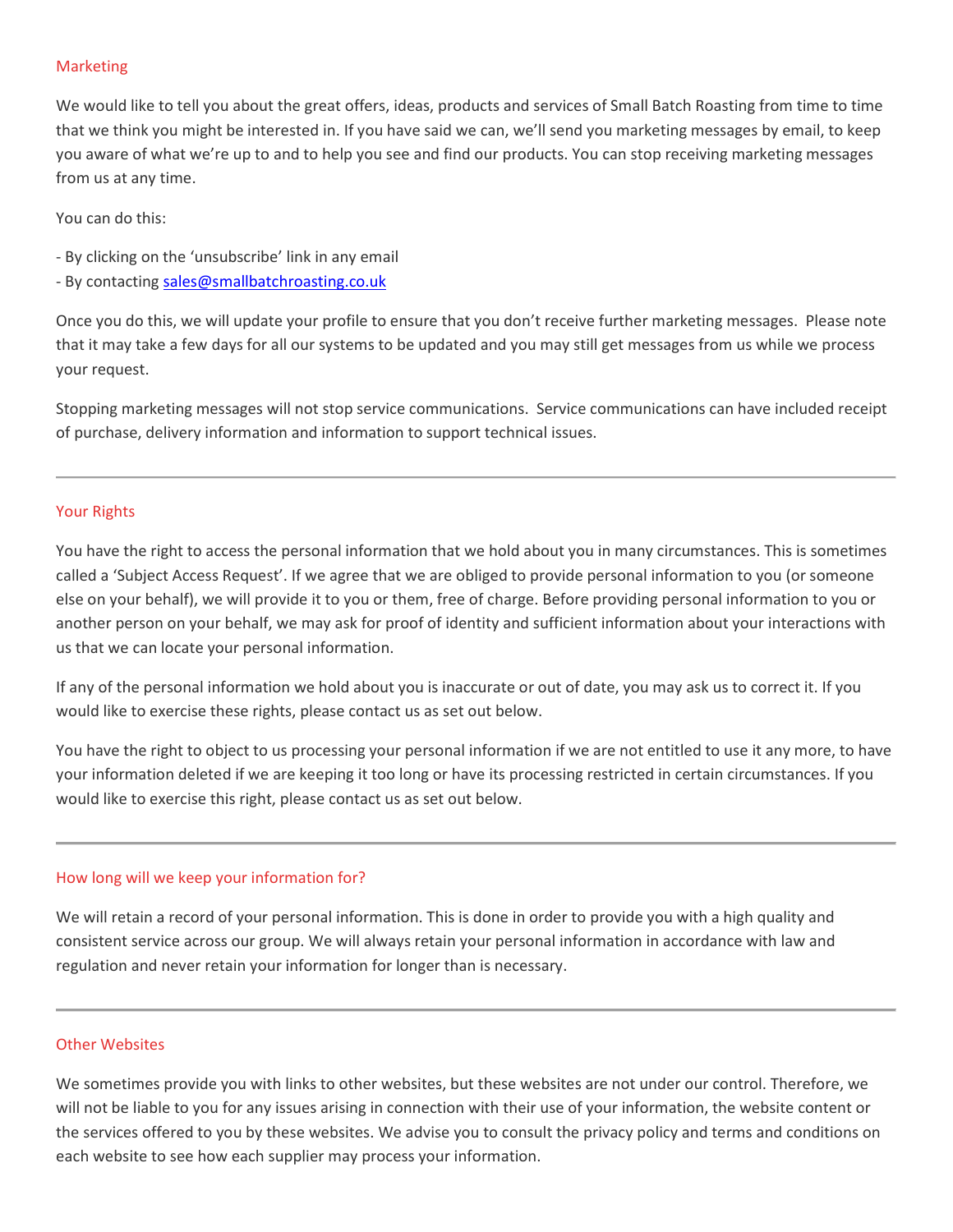## Marketing

We would like to tell you about the great offers, ideas, products and services of Small Batch Roasting from time to time that we think you might be interested in. If you have said we can, we'll send you marketing messages by email, to keep you aware of what we're up to and to help you see and find our products. You can stop receiving marketing messages from us at any time.

You can do this:

- By clicking on the 'unsubscribe' link in any email
- By contacting [sales@smallbatchroasting.co.uk](mailto:sales@smallbatchroasting.co.uk)

Once you do this, we will update your profile to ensure that you don't receive further marketing messages. Please note that it may take a few days for all our systems to be updated and you may still get messages from us while we process your request.

Stopping marketing messages will not stop service communications. Service communications can have included receipt of purchase, delivery information and information to support technical issues.

---

## Your Rights

You have the right to access the personal information that we hold about you in many circumstances. This is sometimes called a 'Subject Access Request'. If we agree that we are obliged to provide personal information to you (or someone else on your behalf), we will provide it to you or them, free of charge. Before providing personal information to you or another person on your behalf, we may ask for proof of identity and sufficient information about your interactions with us that we can locate your personal information.

If any of the personal information we hold about you is inaccurate or out of date, you may ask us to correct it. If you would like to exercise these rights, please contact us as set out below.

You have the right to object to us processing your personal information if we are not entitled to use it any more, to have your information deleted if we are keeping it too long or have its processing restricted in certain circumstances. If you would like to exercise this right, please contact us as set out below.

---

## How long will we keep your information for?

We will retain a record of your personal information. This is done in order to provide you with a high quality and consistent service across our group. We will always retain your personal information in accordance with law and regulation and never retain your information for longer than is necessary.

---

## Other Websites

We sometimes provide you with links to other websites, but these websites are not under our control. Therefore, we will not be liable to you for any issues arising in connection with their use of your information, the website content or the services offered to you by these websites. We advise you to consult the privacy policy and terms and conditions on each website to see how each supplier may process your information.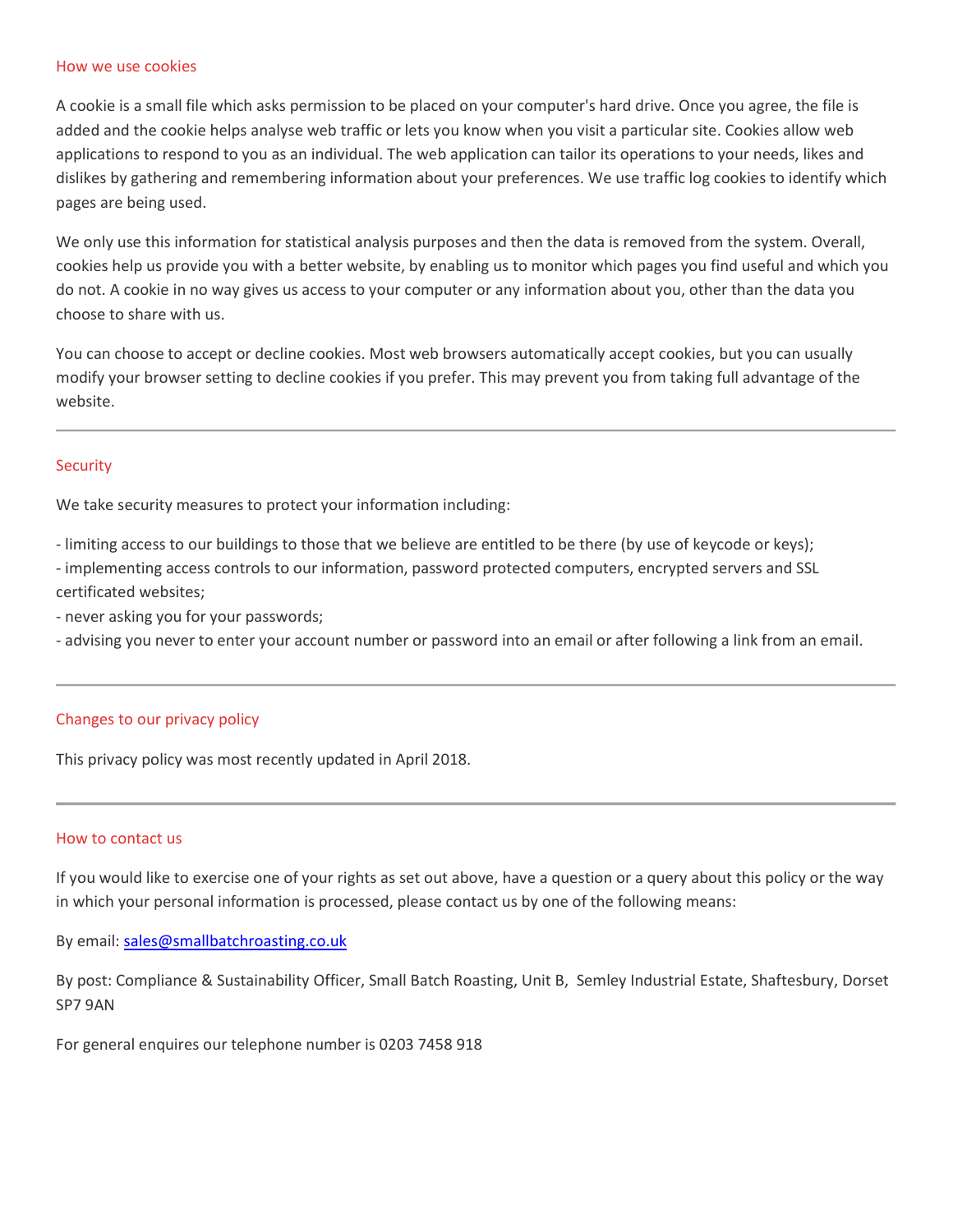## How we use cookies

A cookie is a small file which asks permission to be placed on your computer's hard drive. Once you agree, the file is added and the cookie helps analyse web traffic or lets you know when you visit a particular site. Cookies allow web applications to respond to you as an individual. The web application can tailor its operations to your needs, likes and dislikes by gathering and remembering information about your preferences. We use traffic log cookies to identify which pages are being used.

We only use this information for statistical analysis purposes and then the data is removed from the system. Overall, cookies help us provide you with a better website, by enabling us to monitor which pages you find useful and which you do not. A cookie in no way gives us access to your computer or any information about you, other than the data you choose to share with us.

You can choose to accept or decline cookies. Most web browsers automatically accept cookies, but you can usually modify your browser setting to decline cookies if you prefer. This may prevent you from taking full advantage of the website.

---

## Security

We take security measures to protect your information including:

- limiting access to our buildings to those that we believe are entitled to be there (by use of keycode or keys);
- implementing access controls to our information, password protected computers, encrypted servers and SSL certificated websites;
- never asking you for your passwords;
- advising you never to enter your account number or password into an email or after following a link from an email.

---

## Changes to our privacy policy

This privacy policy was most recently updated in April 2018.

---

## How to contact us

If you would like to exercise one of your rights as set out above, have a question or a query about this policy or the way in which your personal information is processed, please contact us by one of the following means:

By email: [sales@smallbatchroasting.co.uk](mailto:sales@smallbatchroasting.co.uk)

By post: Compliance & Sustainability Officer, Small Batch Roasting, Unit B, Semley Industrial Estate, Shaftesbury, Dorset SP7 9AN

For general enquires our telephone number is 0203 7458 918